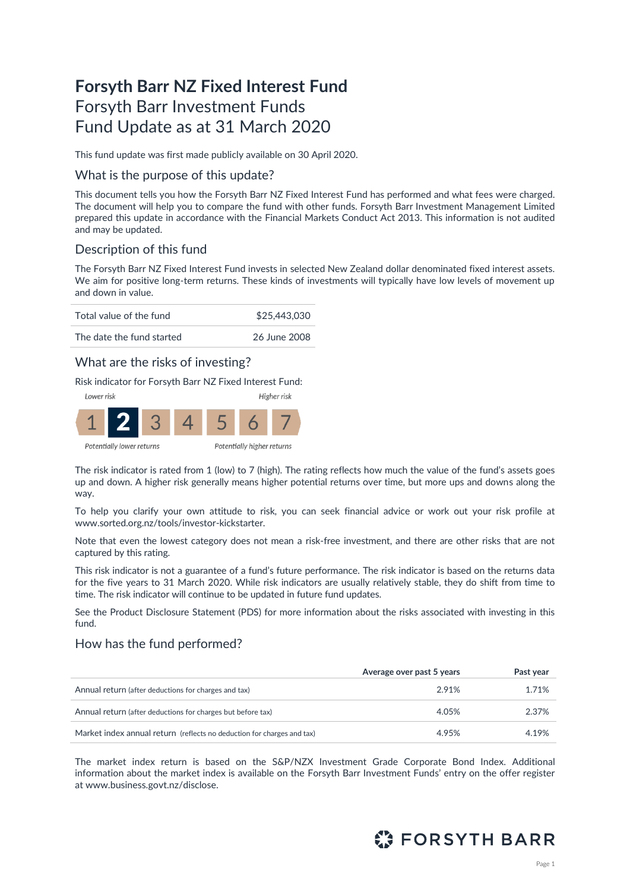# Forsyth Barr NZ Fixed Interest Fund

## Forsyth Barr Investment Funds

## Fund Update as at 31 March 2020

This fund update was first made publicly available on 30 April 2020.

### What is the purpose of this update?

This document tells you how the Forsyth Barr NZ Fixed Interest Fund has performed and what fees were charged. The document will help you to compare the fund with other funds. Forsyth Barr Investment Management Limited prepared this update in accordance with the Financial Markets Conduct Act 2013. This information is not audited and may be updated.

### Description of this fund

The Forsyth Barr NZ Fixed Interest Fund invests in selected New Zealand dollar denominated fixed interest assets. We aim for positive long-term returns. These kinds of investments will typically have low levels of movement up and down in value.

| | |
|---|---|
| Total value of the fund | $25,443,030 |
| The date the fund started | 26 June 2008 |

### What are the risks of investing?

Risk indicator for Forsyth Barr NZ Fixed Interest Fund:

*Lower risk* — *Higher risk*

| 1 | **2** | 3 | 4 | 5 | 6 | 7 |
|---|---|---|---|---|---|---|

*Potentially lower returns* — *Potentially higher returns*

The risk indicator is rated from 1 (low) to 7 (high). The rating reflects how much the value of the fund's assets goes up and down. A higher risk generally means higher potential returns over time, but more ups and downs along the way.

To help you clarify your own attitude to risk, you can seek financial advice or work out your risk profile at www.sorted.org.nz/tools/investor-kickstarter.

Note that even the lowest category does not mean a risk-free investment, and there are other risks that are not captured by this rating.

This risk indicator is not a guarantee of a fund's future performance. The risk indicator is based on the returns data for the five years to 31 March 2020. While risk indicators are usually relatively stable, they do shift from time to time. The risk indicator will continue to be updated in future fund updates.

See the Product Disclosure Statement (PDS) for more information about the risks associated with investing in this fund.

### How has the fund performed?

| | Average over past 5 years | Past year |
|---|---|---|
| Annual return (after deductions for charges and tax) | 2.91% | 1.71% |
| Annual return (after deductions for charges but before tax) | 4.05% | 2.37% |
| Market index annual return (reflects no deduction for charges and tax) | 4.95% | 4.19% |

The market index return is based on the S&P/NZX Investment Grade Corporate Bond Index. Additional information about the market index is available on the Forsyth Barr Investment Funds' entry on the offer register at www.business.govt.nz/disclose.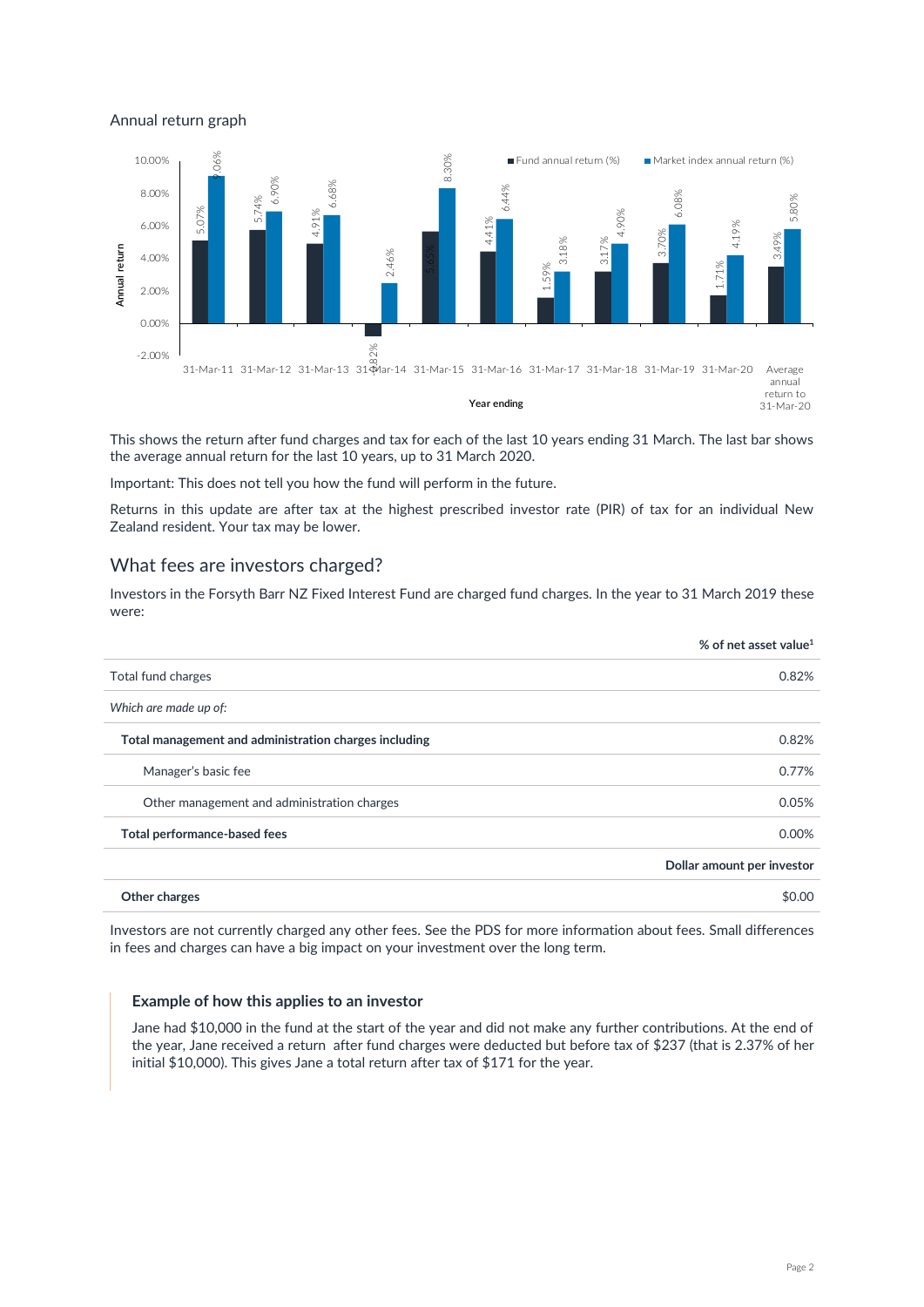Annual return graph

| Year ending | Fund annual return (%) | Market index annual return (%) |
|---|---|---|
| 31-Mar-11 | 5.07% | 9.06% |
| 31-Mar-12 | 5.74% | 6.90% |
| 31-Mar-13 | 4.91% | 6.68% |
| 31-Mar-14 | -0.82% | 2.46% |
| 31-Mar-15 | 5.65% | 8.30% |
| 31-Mar-16 | 4.41% | 6.44% |
| 31-Mar-17 | 1.59% | 3.18% |
| 31-Mar-18 | 3.17% | 4.90% |
| 31-Mar-19 | 3.70% | 6.08% |
| 31-Mar-20 | 1.71% | 4.19% |
| Average annual return to 31-Mar-20 | 3.49% | 5.80% |

This shows the return after fund charges and tax for each of the last 10 years ending 31 March. The last bar shows the average annual return for the last 10 years, up to 31 March 2020.

Important: This does not tell you how the fund will perform in the future.

Returns in this update are after tax at the highest prescribed investor rate (PIR) of tax for an individual New Zealand resident. Your tax may be lower.

## What fees are investors charged?

Investors in the Forsyth Barr NZ Fixed Interest Fund are charged fund charges. In the year to 31 March 2019 these were:

| | % of net asset value[1] |
|---|---|
| Total fund charges | 0.82% |
| *Which are made up of:* | |
| **Total management and administration charges including** | 0.82% |
| Manager's basic fee | 0.77% |
| Other management and administration charges | 0.05% |
| **Total performance-based fees** | 0.00% |
| | **Dollar amount per investor** |
| **Other charges** | $0.00 |

Investors are not currently charged any other fees. See the PDS for more information about fees. Small differences in fees and charges can have a big impact on your investment over the long term.

### Example of how this applies to an investor

Jane had $10,000 in the fund at the start of the year and did not make any further contributions. At the end of the year, Jane received a return after fund charges were deducted but before tax of $237 (that is 2.37% of her initial $10,000). This gives Jane a total return after tax of $171 for the year.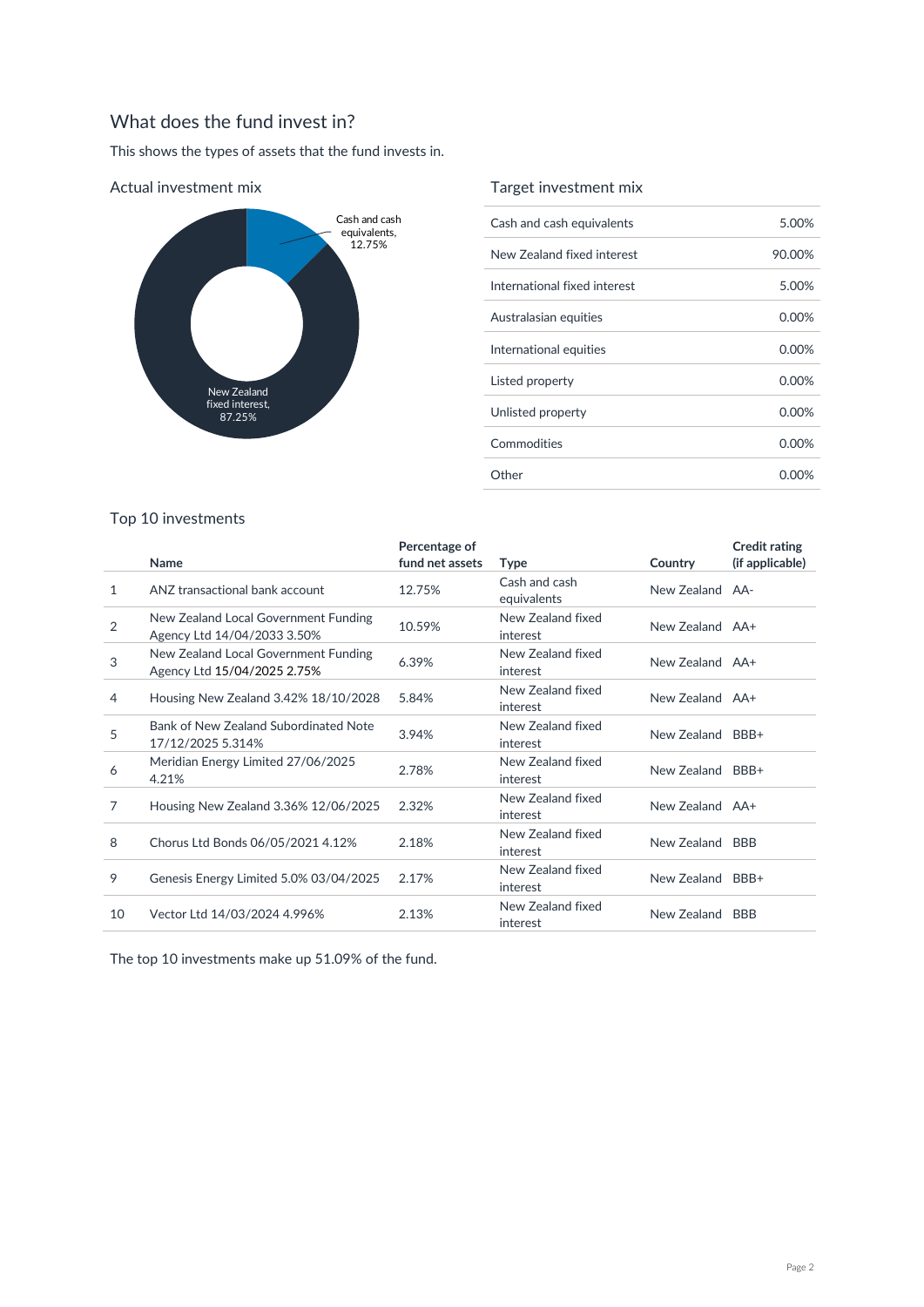## What does the fund invest in?

This shows the types of assets that the fund invests in.

### Actual investment mix

Cash and cash equivalents, 12.75%

New Zealand fixed interest, 87.25%

### Target investment mix

| | |
|---|---|
| Cash and cash equivalents | 5.00% |
| New Zealand fixed interest | 90.00% |
| International fixed interest | 5.00% |
| Australasian equities | 0.00% |
| International equities | 0.00% |
| Listed property | 0.00% |
| Unlisted property | 0.00% |
| Commodities | 0.00% |
| Other | 0.00% |

### Top 10 investments

| | Name | Percentage of fund net assets | Type | Country | Credit rating (if applicable) |
|---|---|---|---|---|---|
| 1 | ANZ transactional bank account | 12.75% | Cash and cash equivalents | New Zealand | AA- |
| 2 | New Zealand Local Government Funding Agency Ltd 14/04/2033 3.50% | 10.59% | New Zealand fixed interest | New Zealand | AA+ |
| 3 | New Zealand Local Government Funding Agency Ltd 15/04/2025 2.75% | 6.39% | New Zealand fixed interest | New Zealand | AA+ |
| 4 | Housing New Zealand 3.42% 18/10/2028 | 5.84% | New Zealand fixed interest | New Zealand | AA+ |
| 5 | Bank of New Zealand Subordinated Note 17/12/2025 5.314% | 3.94% | New Zealand fixed interest | New Zealand | BBB+ |
| 6 | Meridian Energy Limited 27/06/2025 4.21% | 2.78% | New Zealand fixed interest | New Zealand | BBB+ |
| 7 | Housing New Zealand 3.36% 12/06/2025 | 2.32% | New Zealand fixed interest | New Zealand | AA+ |
| 8 | Chorus Ltd Bonds 06/05/2021 4.12% | 2.18% | New Zealand fixed interest | New Zealand | BBB |
| 9 | Genesis Energy Limited 5.0% 03/04/2025 | 2.17% | New Zealand fixed interest | New Zealand | BBB+ |
| 10 | Vector Ltd 14/03/2024 4.996% | 2.13% | New Zealand fixed interest | New Zealand | BBB |

The top 10 investments make up 51.09% of the fund.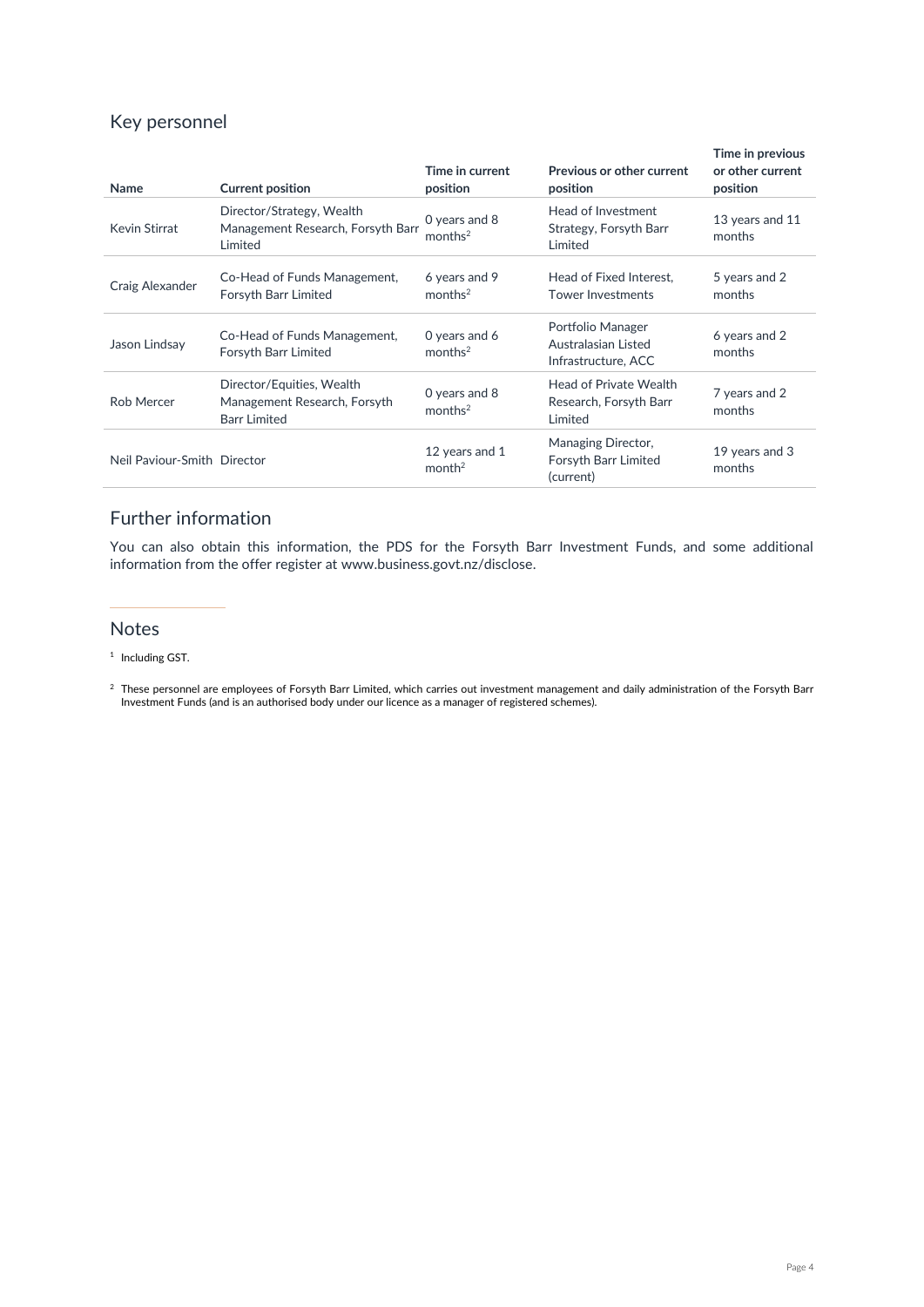## Key personnel

| Name | Current position | Time in current position | Previous or other current position | Time in previous or other current position |
|---|---|---|---|---|
| Kevin Stirrat | Director/Strategy, Wealth Management Research, Forsyth Barr Limited | 0 years and 8 months[2] | Head of Investment Strategy, Forsyth Barr Limited | 13 years and 11 months |
| Craig Alexander | Co-Head of Funds Management, Forsyth Barr Limited | 6 years and 9 months[2] | Head of Fixed Interest, Tower Investments | 5 years and 2 months |
| Jason Lindsay | Co-Head of Funds Management, Forsyth Barr Limited | 0 years and 6 months[2] | Portfolio Manager Australasian Listed Infrastructure, ACC | 6 years and 2 months |
| Rob Mercer | Director/Equities, Wealth Management Research, Forsyth Barr Limited | 0 years and 8 months[2] | Head of Private Wealth Research, Forsyth Barr Limited | 7 years and 2 months |
| Neil Paviour-Smith | Director | 12 years and 1 month[2] | Managing Director, Forsyth Barr Limited (current) | 19 years and 3 months |

## Further information

You can also obtain this information, the PDS for the Forsyth Barr Investment Funds, and some additional information from the offer register at www.business.govt.nz/disclose.

## Notes

[1] Including GST.

[2] These personnel are employees of Forsyth Barr Limited, which carries out investment management and daily administration of the Forsyth Barr Investment Funds (and is an authorised body under our licence as a manager of registered schemes).